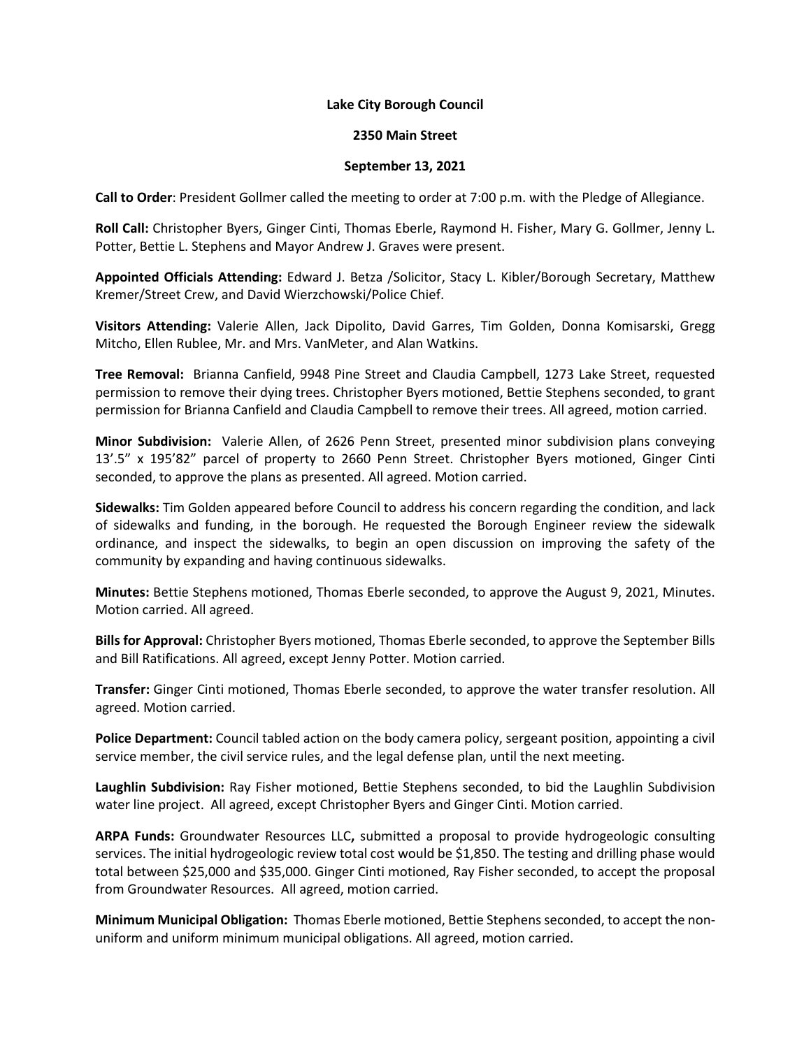**Lake City Borough Council**

**2350 Main Street**

**September 13, 2021**

**Call to Order**: President Gollmer called the meeting to order at 7:00 p.m. with the Pledge of Allegiance.

**Roll Call:** Christopher Byers, Ginger Cinti, Thomas Eberle, Raymond H. Fisher, Mary G. Gollmer, Jenny L. Potter, Bettie L. Stephens and Mayor Andrew J. Graves were present.

**Appointed Officials Attending:** Edward J. Betza /Solicitor, Stacy L. Kibler/Borough Secretary, Matthew Kremer/Street Crew, and David Wierzchowski/Police Chief.

**Visitors Attending:** Valerie Allen, Jack Dipolito, David Garres, Tim Golden, Donna Komisarski, Gregg Mitcho, Ellen Rublee, Mr. and Mrs. VanMeter, and Alan Watkins.

**Tree Removal:** Brianna Canfield, 9948 Pine Street and Claudia Campbell, 1273 Lake Street, requested permission to remove their dying trees. Christopher Byers motioned, Bettie Stephens seconded, to grant permission for Brianna Canfield and Claudia Campbell to remove their trees. All agreed, motion carried.

**Minor Subdivision:** Valerie Allen, of 2626 Penn Street, presented minor subdivision plans conveying 13'.5" x 195'82" parcel of property to 2660 Penn Street. Christopher Byers motioned, Ginger Cinti seconded, to approve the plans as presented. All agreed. Motion carried.

**Sidewalks:** Tim Golden appeared before Council to address his concern regarding the condition, and lack of sidewalks and funding, in the borough. He requested the Borough Engineer review the sidewalk ordinance, and inspect the sidewalks, to begin an open discussion on improving the safety of the community by expanding and having continuous sidewalks.

**Minutes:** Bettie Stephens motioned, Thomas Eberle seconded, to approve the August 9, 2021, Minutes. Motion carried. All agreed.

**Bills for Approval:** Christopher Byers motioned, Thomas Eberle seconded, to approve the September Bills and Bill Ratifications. All agreed, except Jenny Potter. Motion carried.

**Transfer:** Ginger Cinti motioned, Thomas Eberle seconded, to approve the water transfer resolution. All agreed. Motion carried.

**Police Department:** Council tabled action on the body camera policy, sergeant position, appointing a civil service member, the civil service rules, and the legal defense plan, until the next meeting.

**Laughlin Subdivision:** Ray Fisher motioned, Bettie Stephens seconded, to bid the Laughlin Subdivision water line project. All agreed, except Christopher Byers and Ginger Cinti. Motion carried.

**ARPA Funds:** Groundwater Resources LLC**,** submitted a proposal to provide hydrogeologic consulting services. The initial hydrogeologic review total cost would be $1,850. The testing and drilling phase would total between $25,000 and $35,000. Ginger Cinti motioned, Ray Fisher seconded, to accept the proposal from Groundwater Resources. All agreed, motion carried.

**Minimum Municipal Obligation:** Thomas Eberle motioned, Bettie Stephens seconded, to accept the non-uniform and uniform minimum municipal obligations. All agreed, motion carried.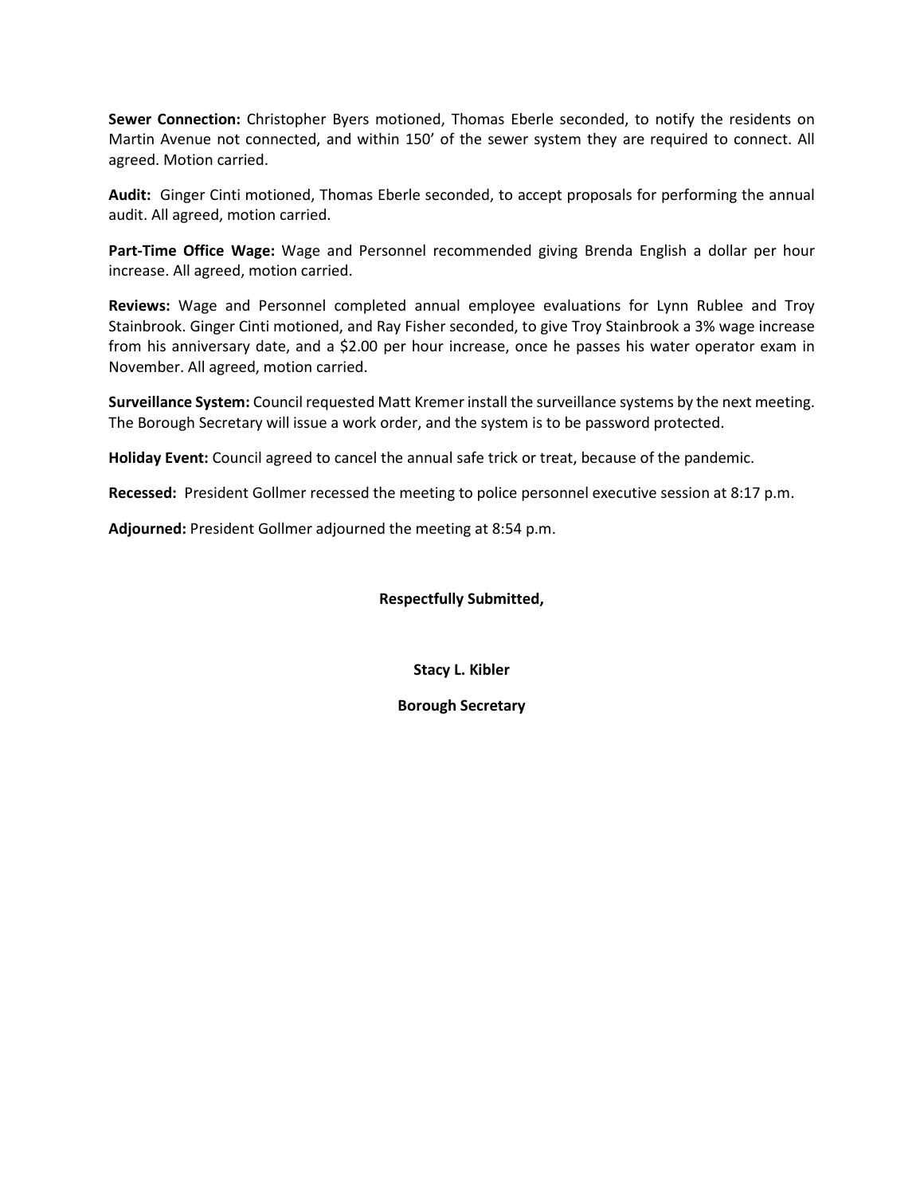**Sewer Connection:** Christopher Byers motioned, Thomas Eberle seconded, to notify the residents on Martin Avenue not connected, and within 150' of the sewer system they are required to connect. All agreed. Motion carried.

**Audit:** Ginger Cinti motioned, Thomas Eberle seconded, to accept proposals for performing the annual audit. All agreed, motion carried.

**Part-Time Office Wage:** Wage and Personnel recommended giving Brenda English a dollar per hour increase. All agreed, motion carried.

**Reviews:** Wage and Personnel completed annual employee evaluations for Lynn Rublee and Troy Stainbrook. Ginger Cinti motioned, and Ray Fisher seconded, to give Troy Stainbrook a 3% wage increase from his anniversary date, and a $2.00 per hour increase, once he passes his water operator exam in November. All agreed, motion carried.

**Surveillance System:** Council requested Matt Kremer install the surveillance systems by the next meeting. The Borough Secretary will issue a work order, and the system is to be password protected.

**Holiday Event:** Council agreed to cancel the annual safe trick or treat, because of the pandemic.

**Recessed:** President Gollmer recessed the meeting to police personnel executive session at 8:17 p.m.

**Adjourned:** President Gollmer adjourned the meeting at 8:54 p.m.

**Respectfully Submitted,**

**Stacy L. Kibler**

**Borough Secretary**